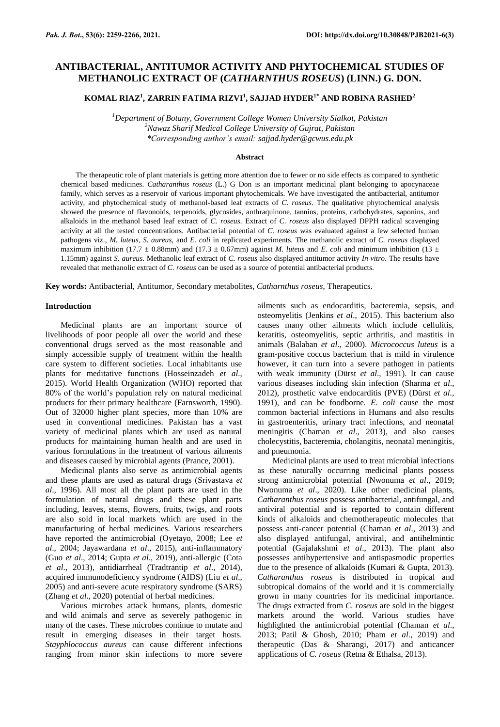# ANTIBACTERIAL, ANTITUMOR ACTIVITY AND PHYTOCHEMICAL STUDIES OF METHANOLIC EXTRACT OF (*CATHARNTHUS ROSEUS*) (LINN.) G. DON.

**KOMAL RIAZ[1], ZARRIN FATIMA RIZVI[1], SAJJAD HYDER[1*] AND ROBINA RASHED[2]**

*[1]Department of Botany, Government College Women University Sialkot, Pakistan*
*[2]Nawaz Sharif Medical College University of Gujrat, Pakistan*
*\*Corresponding author's email: sajjad.hyder@gcwus.edu.pk*

### Abstract

The therapeutic role of plant materials is getting more attention due to fewer or no side effects as compared to synthetic chemical based medicines. *Catharanthus roseus* (L.) G Don is an important medicinal plant belonging to apocynaceae family, which serves as a reservoir of various important phytochemicals. We have investigated the antibacterial, antitumor activity, and phytochemical study of methanol-based leaf extracts of *C. roseus*. The qualitative phytochemical analysis showed the presence of flavonoids, terpenoids, glycosides, anthraquinone, tannins, proteins, carbohydrates, saponins, and alkaloids in the methanol based leaf extract of *C. roseus*. Extract of *C. roseus* also displayed DPPH radical scavenging activity at all the tested concentrations. Antibacterial potential of *C. roseus* was evaluated against a few selected human pathogens viz., *M. luteus, S. aureus,* and *E. coli* in replicated experiments. The methanolic extract of *C. roseus* displayed maximum inhibition (17.7 ± 0.88mm) and (17.3 ± 0.67mm) against *M. luteus* and *E. coli* and minimum inhibition (13 ± 1.15mm) against *S. aureus*. Methanolic leaf extract of *C. roseus* also displayed antitumor activity *In vitro*. The results have revealed that methanolic extract of *C. roseus* can be used as a source of potential antibacterial products.

**Key words:** Antibacterial, Antitumor, Secondary metabolites, *Catharnthus roseus,* Therapeutics.

## Introduction

Medicinal plants are an important source of livelihoods of poor people all over the world and these conventional drugs served as the most reasonable and simply accessible supply of treatment within the health care system to different societies. Local inhabitants use plants for meditative functions (Hosseinzadeh *et al*., 2015). World Health Organization (WHO) reported that 80% of the world's population rely on natural medicinal products for their primary healthcare (Farnsworth, 1990). Out of 32000 higher plant species, more than 10% are used in conventional medicines. Pakistan has a vast variety of medicinal plants which are used as natural products for maintaining human health and are used in various formulations in the treatment of various ailments and diseases caused by microbial agents (Prance, 2001).

Medicinal plants also serve as antimicrobial agents and these plants are used as natural drugs (Srivastava *et al*., 1996). All most all the plant parts are used in the formulation of natural drugs and these plant parts including, leaves, stems, flowers, fruits, twigs, and roots are also sold in local markets which are used in the manufacturing of herbal medicines. Various researchers have reported the antimicrobial (Oyetayo, 2008; Lee *et al*., 2004; Jayawardana *et al*., 2015), anti-inflammatory (Guo *et al*., 2014; Gupta *et al*., 2019), anti-allergic (Cota *et al*., 2013), antidiarrheal (Tradtrantip *et al*., 2014), acquired immunodeficiency syndrome (AIDS) (Liu *et al*., 2005) and anti-severe acute respiratory syndrome (SARS) (Zhang *et al*., 2020) potential of herbal medicines.

Various microbes attack humans, plants, domestic and wild animals and serve as severely pathogenic in many of the cases. These microbes continue to mutate and result in emerging diseases in their target hosts. *Stayphlococcus aureus* can cause different infections ranging from minor skin infections to more severe ailments such as endocarditis, bacteremia, sepsis, and osteomyelitis (Jenkins *et al*., 2015). This bacterium also causes many other ailments which include cellulitis, keratitis, osteomyelitis, septic arthritis, and mastitis in animals (Balaban *et al*., 2000). *Micrococcus luteus* is a gram-positive coccus bacterium that is mild in virulence however, it can turn into a severe pathogen in patients with weak immunity (Dürst *et al*., 1991). It can cause various diseases including skin infection (Sharma *et al*., 2012), prosthetic valve endocarditis (PVE) (Dürst *et al*., 1991), and can be foodborne. *E. coli* cause the most common bacterial infections in Humans and also results in gastroenteritis, urinary tract infections, and neonatal meningitis (Chaman *et al*., 2013), and also causes cholecystitis, bacteremia, cholangitis, neonatal meningitis, and pneumonia.

Medicinal plants are used to treat microbial infections as these naturally occurring medicinal plants possess strong antimicrobial potential (Nwonuma *et al*., 2019; Nwonuma *et al*., 2020). Like other medicinal plants, *Catharanthus roseus* possess antibacterial, antifungal, and antiviral potential and is reported to contain different kinds of alkaloids and chemotherapeutic molecules that possess anti-cancer potential (Chaman *et al*., 2013) and also displayed antifungal, antiviral, and antihelmintic potential (Gajalakshmi *et al*., 2013). The plant also possesses antihypertensive and antispasmodic properties due to the presence of alkaloids (Kumari & Gupta, 2013). *Catharanthus roseus* is distributed in tropical and subtropical domains of the world and it is commercially grown in many countries for its medicinal importance. The drugs extracted from *C. roseus* are sold in the biggest markets around the world. Various studies have highlighted the antimicrobial potential (Chaman *et al*., 2013; Patil & Ghosh, 2010; Pham *et al*., 2019) and therapeutic (Das & Sharangi, 2017) and anticancer applications of *C. roseus* (Retna & Ethalsa, 2013).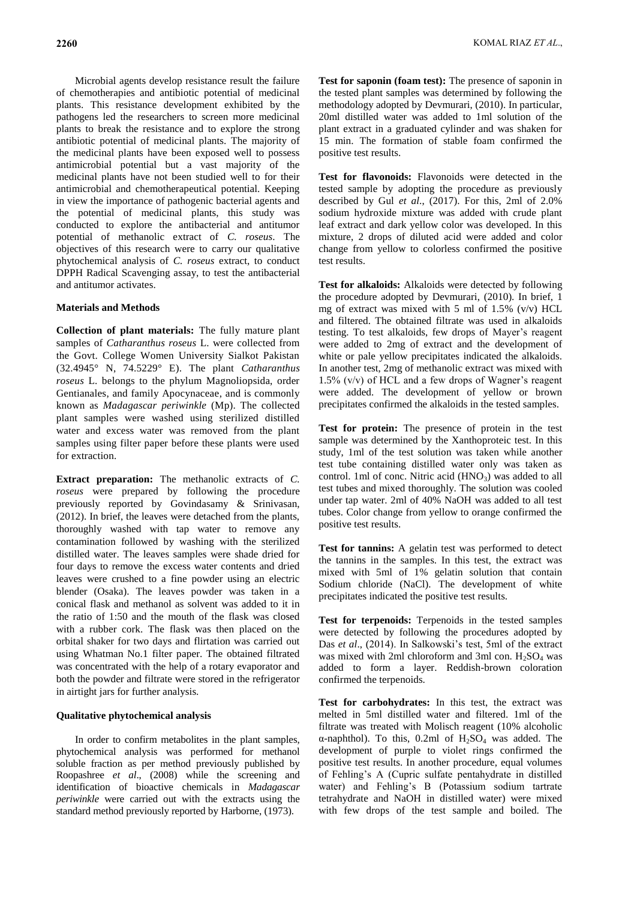Microbial agents develop resistance result the failure of chemotherapies and antibiotic potential of medicinal plants. This resistance development exhibited by the pathogens led the researchers to screen more medicinal plants to break the resistance and to explore the strong antibiotic potential of medicinal plants. The majority of the medicinal plants have been exposed well to possess antimicrobial potential but a vast majority of the medicinal plants have not been studied well to for their antimicrobial and chemotherapeutical potential. Keeping in view the importance of pathogenic bacterial agents and the potential of medicinal plants, this study was conducted to explore the antibacterial and antitumor potential of methanolic extract of *C. roseus*. The objectives of this research were to carry our qualitative phytochemical analysis of *C. roseus* extract, to conduct DPPH Radical Scavenging assay, to test the antibacterial and antitumor activates.

## Materials and Methods

**Collection of plant materials:** The fully mature plant samples of *Catharanthus roseus* L. were collected from the Govt. College Women University Sialkot Pakistan (32.4945° N, 74.5229° E). The plant *Catharanthus roseus* L. belongs to the phylum Magnoliopsida, order Gentianales, and family Apocynaceae, and is commonly known as *Madagascar periwinkle* (Mp). The collected plant samples were washed using sterilized distilled water and excess water was removed from the plant samples using filter paper before these plants were used for extraction.

**Extract preparation:** The methanolic extracts of *C. roseus* were prepared by following the procedure previously reported by Govindasamy & Srinivasan, (2012). In brief, the leaves were detached from the plants, thoroughly washed with tap water to remove any contamination followed by washing with the sterilized distilled water. The leaves samples were shade dried for four days to remove the excess water contents and dried leaves were crushed to a fine powder using an electric blender (Osaka). The leaves powder was taken in a conical flask and methanol as solvent was added to it in the ratio of 1:50 and the mouth of the flask was closed with a rubber cork. The flask was then placed on the orbital shaker for two days and flirtation was carried out using Whatman No.1 filter paper. The obtained filtrated was concentrated with the help of a rotary evaporator and both the powder and filtrate were stored in the refrigerator in airtight jars for further analysis.

### Qualitative phytochemical analysis

In order to confirm metabolites in the plant samples, phytochemical analysis was performed for methanol soluble fraction as per method previously published by Roopashree *et al*., (2008) while the screening and identification of bioactive chemicals in *Madagascar periwinkle* were carried out with the extracts using the standard method previously reported by Harborne, (1973).

**Test for saponin (foam test):** The presence of saponin in the tested plant samples was determined by following the methodology adopted by Devmurari, (2010). In particular, 20ml distilled water was added to 1ml solution of the plant extract in a graduated cylinder and was shaken for 15 min. The formation of stable foam confirmed the positive test results.

**Test for flavonoids:** Flavonoids were detected in the tested sample by adopting the procedure as previously described by Gul *et al*., (2017). For this, 2ml of 2.0% sodium hydroxide mixture was added with crude plant leaf extract and dark yellow color was developed. In this mixture, 2 drops of diluted acid were added and color change from yellow to colorless confirmed the positive test results.

**Test for alkaloids:** Alkaloids were detected by following the procedure adopted by Devmurari, (2010). In brief, 1 mg of extract was mixed with 5 ml of 1.5% (v/v) HCL and filtered. The obtained filtrate was used in alkaloids testing. To test alkaloids, few drops of Mayer's reagent were added to 2mg of extract and the development of white or pale yellow precipitates indicated the alkaloids. In another test, 2mg of methanolic extract was mixed with 1.5% (v/v) of HCL and a few drops of Wagner's reagent were added. The development of yellow or brown precipitates confirmed the alkaloids in the tested samples.

**Test for protein:** The presence of protein in the test sample was determined by the Xanthoproteic test. In this study, 1ml of the test solution was taken while another test tube containing distilled water only was taken as control. 1ml of conc. Nitric acid ($HNO_3$) was added to all test tubes and mixed thoroughly. The solution was cooled under tap water. 2ml of 40% NaOH was added to all test tubes. Color change from yellow to orange confirmed the positive test results.

**Test for tannins:** A gelatin test was performed to detect the tannins in the samples. In this test, the extract was mixed with 5ml of 1% gelatin solution that contain Sodium chloride (NaCl). The development of white precipitates indicated the positive test results.

**Test for terpenoids:** Terpenoids in the tested samples were detected by following the procedures adopted by Das *et al*., (2014). In Salkowski's test, 5ml of the extract was mixed with 2ml chloroform and 3ml con. $H_2SO_4$ was added to form a layer. Reddish-brown coloration confirmed the terpenoids.

**Test for carbohydrates:** In this test, the extract was melted in 5ml distilled water and filtered. 1ml of the filtrate was treated with Molisch reagent (10% alcoholic α-naphthol). To this, 0.2ml of $H_2SO_4$ was added. The development of purple to violet rings confirmed the positive test results. In another procedure, equal volumes of Fehling's A (Cupric sulfate pentahydrate in distilled water) and Fehling's B (Potassium sodium tartrate tetrahydrate and NaOH in distilled water) were mixed with few drops of the test sample and boiled. The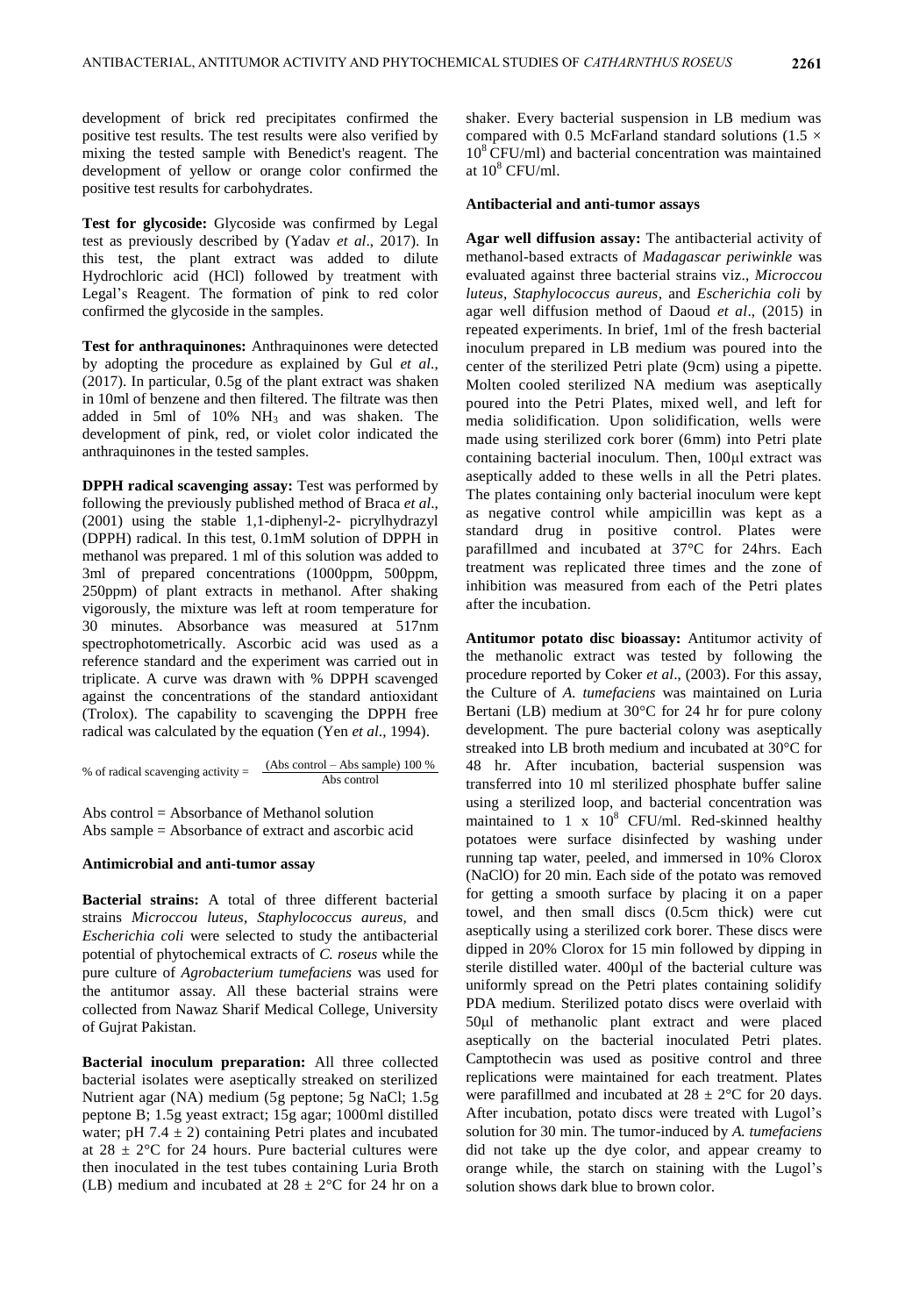development of brick red precipitates confirmed the positive test results. The test results were also verified by mixing the tested sample with Benedict's reagent. The development of yellow or orange color confirmed the positive test results for carbohydrates.

**Test for glycoside:** Glycoside was confirmed by Legal test as previously described by (Yadav *et al*., 2017). In this test, the plant extract was added to dilute Hydrochloric acid (HCl) followed by treatment with Legal's Reagent. The formation of pink to red color confirmed the glycoside in the samples.

**Test for anthraquinones:** Anthraquinones were detected by adopting the procedure as explained by Gul *et al*., (2017). In particular, 0.5g of the plant extract was shaken in 10ml of benzene and then filtered. The filtrate was then added in 5ml of 10% $NH_3$ and was shaken. The development of pink, red, or violet color indicated the anthraquinones in the tested samples.

**DPPH radical scavenging assay:** Test was performed by following the previously published method of Braca *et al*., (2001) using the stable 1,1-diphenyl-2- picrylhydrazyl (DPPH) radical. In this test, 0.1mM solution of DPPH in methanol was prepared. 1 ml of this solution was added to 3ml of prepared concentrations (1000ppm, 500ppm, 250ppm) of plant extracts in methanol. After shaking vigorously, the mixture was left at room temperature for 30 minutes. Absorbance was measured at 517nm spectrophotometrically. Ascorbic acid was used as a reference standard and the experiment was carried out in triplicate. A curve was drawn with % DPPH scavenged against the concentrations of the standard antioxidant (Trolox). The capability to scavenging the DPPH free radical was calculated by the equation (Yen *et al*., 1994).

$$\% \text{ of radical scavenging activity} = \frac{(\text{Abs control} - \text{Abs sample})\ 100\ \%}{\text{Abs control}}$$

Abs control = Absorbance of Methanol solution
Abs sample = Absorbance of extract and ascorbic acid

**Antimicrobial and anti-tumor assay**

**Bacterial strains:** A total of three different bacterial strains *Micrococcu luteus*, *Staphylococcus aureus*, and *Escherichia coli* were selected to study the antibacterial potential of phytochemical extracts of *C. roseus* while the pure culture of *Agrobacterium tumefaciens* was used for the antitumor assay. All these bacterial strains were collected from Nawaz Sharif Medical College, University of Gujrat Pakistan.

**Bacterial inoculum preparation:** All three collected bacterial isolates were aseptically streaked on sterilized Nutrient agar (NA) medium (5g peptone; 5g NaCl; 1.5g peptone B; 1.5g yeast extract; 15g agar; 1000ml distilled water; pH 7.4 ± 2) containing Petri plates and incubated at 28 ± 2°C for 24 hours. Pure bacterial cultures were then inoculated in the test tubes containing Luria Broth (LB) medium and incubated at 28 ± 2°C for 24 hr on a shaker. Every bacterial suspension in LB medium was compared with 0.5 McFarland standard solutions ($1.5 \times 10^8$ CFU/ml) and bacterial concentration was maintained at $10^8$ CFU/ml.

**Antibacterial and anti-tumor assays**

**Agar well diffusion assay:** The antibacterial activity of methanol-based extracts of *Madagascar periwinkle* was evaluated against three bacterial strains viz., *Micrococcou luteus*, *Staphylococcus aureus*, and *Escherichia coli* by agar well diffusion method of Daoud *et al*., (2015) in repeated experiments. In brief, 1ml of the fresh bacterial inoculum prepared in LB medium was poured into the center of the sterilized Petri plate (9cm) using a pipette. Molten cooled sterilized NA medium was aseptically poured into the Petri Plates, mixed well, and left for media solidification. Upon solidification, wells were made using sterilized cork borer (6mm) into Petri plate containing bacterial inoculum. Then, 100μl extract was aseptically added to these wells in all the Petri plates. The plates containing only bacterial inoculum were kept as negative control while ampicillin was kept as a standard drug in positive control. Plates were parafillmed and incubated at 37°C for 24hrs. Each treatment was replicated three times and the zone of inhibition was measured from each of the Petri plates after the incubation.

**Antitumor potato disc bioassay:** Antitumor activity of the methanolic extract was tested by following the procedure reported by Coker *et al*., (2003). For this assay, the Culture of *A. tumefaciens* was maintained on Luria Bertani (LB) medium at 30°C for 24 hr for pure colony development. The pure bacterial colony was aseptically streaked into LB broth medium and incubated at 30°C for 48 hr. After incubation, bacterial suspension was transferred into 10 ml sterilized phosphate buffer saline using a sterilized loop, and bacterial concentration was maintained to $1 \times 10^8$ CFU/ml. Red-skinned healthy potatoes were surface disinfected by washing under running tap water, peeled, and immersed in 10% Clorox (NaClO) for 20 min. Each side of the potato was removed for getting a smooth surface by placing it on a paper towel, and then small discs (0.5cm thick) were cut aseptically using a sterilized cork borer. These discs were dipped in 20% Clorox for 15 min followed by dipping in sterile distilled water. 400μl of the bacterial culture was uniformly spread on the Petri plates containing solidify PDA medium. Sterilized potato discs were overlaid with 50μl of methanolic plant extract and were placed aseptically on the bacterial inoculated Petri plates. Camptothecin was used as positive control and three replications were maintained for each treatment. Plates were parafillmed and incubated at 28 ± 2°C for 20 days. After incubation, potato discs were treated with Lugol's solution for 30 min. The tumor-induced by *A. tumefaciens* did not take up the dye color, and appear creamy to orange while, the starch on staining with the Lugol's solution shows dark blue to brown color.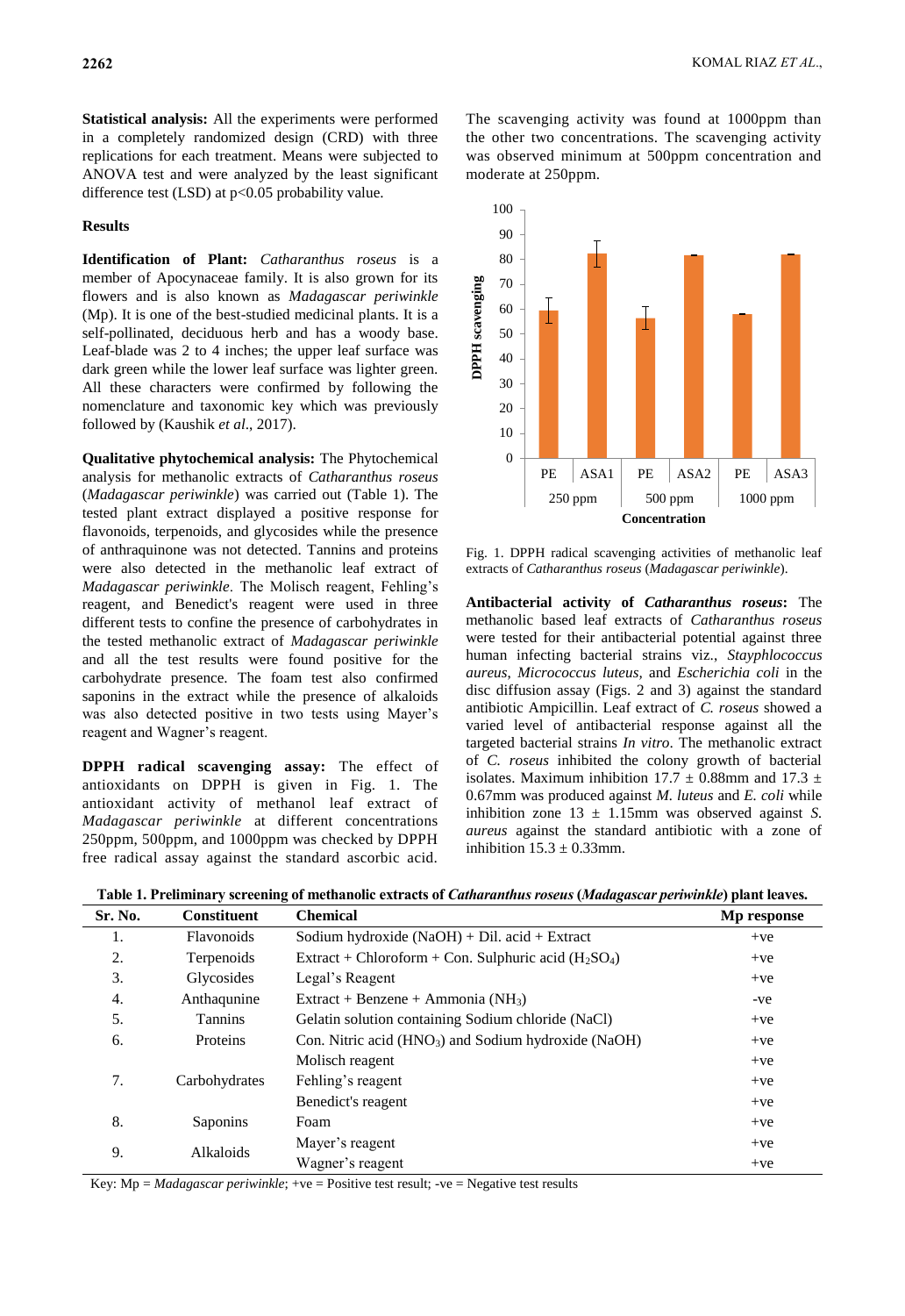**Statistical analysis:** All the experiments were performed in a completely randomized design (CRD) with three replications for each treatment. Means were subjected to ANOVA test and were analyzed by the least significant difference test (LSD) at $p<0.05$ probability value.

## Results

**Identification of Plant:** *Catharanthus roseus* is a member of Apocynaceae family. It is also grown for its flowers and is also known as *Madagascar periwinkle* (Mp). It is one of the best-studied medicinal plants. It is a self-pollinated, deciduous herb and has a woody base. Leaf-blade was 2 to 4 inches; the upper leaf surface was dark green while the lower leaf surface was lighter green. All these characters were confirmed by following the nomenclature and taxonomic key which was previously followed by (Kaushik *et al*., 2017).

**Qualitative phytochemical analysis:** The Phytochemical analysis for methanolic extracts of *Catharanthus roseus* (*Madagascar periwinkle*) was carried out (Table 1). The tested plant extract displayed a positive response for flavonoids, terpenoids, and glycosides while the presence of anthraquinone was not detected. Tannins and proteins were also detected in the methanolic leaf extract of *Madagascar periwinkle*. The Molisch reagent, Fehling's reagent, and Benedict's reagent were used in three different tests to confine the presence of carbohydrates in the tested methanolic extract of *Madagascar periwinkle* and all the test results were found positive for the carbohydrate presence. The foam test also confirmed saponins in the extract while the presence of alkaloids was also detected positive in two tests using Mayer's reagent and Wagner's reagent.

**DPPH radical scavenging assay:** The effect of antioxidants on DPPH is given in Fig. 1. The antioxidant activity of methanol leaf extract of *Madagascar periwinkle* at different concentrations 250ppm, 500ppm, and 1000ppm was checked by DPPH free radical assay against the standard ascorbic acid. The scavenging activity was found at 1000ppm than the other two concentrations. The scavenging activity was observed minimum at 500ppm concentration and moderate at 250ppm.

Fig. 1. DPPH radical scavenging activities of methanolic leaf extracts of *Catharanthus roseus* (*Madagascar periwinkle*).

**Antibacterial activity of *Catharanthus roseus*:** The methanolic based leaf extracts of *Catharanthus roseus* were tested for their antibacterial potential against three human infecting bacterial strains viz., *Stayphlococcus aureus*, *Micrococcus luteus,* and *Escherichia coli* in the disc diffusion assay (Figs. 2 and 3) against the standard antibiotic Ampicillin. Leaf extract of *C. roseus* showed a varied level of antibacterial response against all the targeted bacterial strains *In vitro*. The methanolic extract of *C. roseus* inhibited the colony growth of bacterial isolates. Maximum inhibition $17.7 \pm 0.88$mm and $17.3 \pm 0.67$mm was produced against *M. luteus* and *E. coli* while inhibition zone $13 \pm 1.15$mm was observed against *S. aureus* against the standard antibiotic with a zone of inhibition $15.3 \pm 0.33$mm.

**Table 1. Preliminary screening of methanolic extracts of *Catharanthus roseus* (*Madagascar periwinkle*) plant leaves.**

| Sr. No. | Constituent | Chemical | Mp response |
|---|---|---|---|
| 1. | Flavonoids | Sodium hydroxide (NaOH) + Dil. acid + Extract | +ve |
| 2. | Terpenoids | Extract + Chloroform + Con. Sulphuric acid ($H_2SO_4$) | +ve |
| 3. | Glycosides | Legal's Reagent | +ve |
| 4. | Anthaqunine | Extract + Benzene + Ammonia ($NH_3$) | -ve |
| 5. | Tannins | Gelatin solution containing Sodium chloride (NaCl) | +ve |
| 6. | Proteins | Con. Nitric acid ($HNO_3$) and Sodium hydroxide (NaOH) | +ve |
| 7. | Carbohydrates | Molisch reagent | +ve |
| | | Fehling's reagent | +ve |
| | | Benedict's reagent | +ve |
| 8. | Saponins | Foam | +ve |
| 9. | Alkaloids | Mayer's reagent | +ve |
| | | Wagner's reagent | +ve |

Key: Mp = *Madagascar periwinkle*; +ve = Positive test result; -ve = Negative test results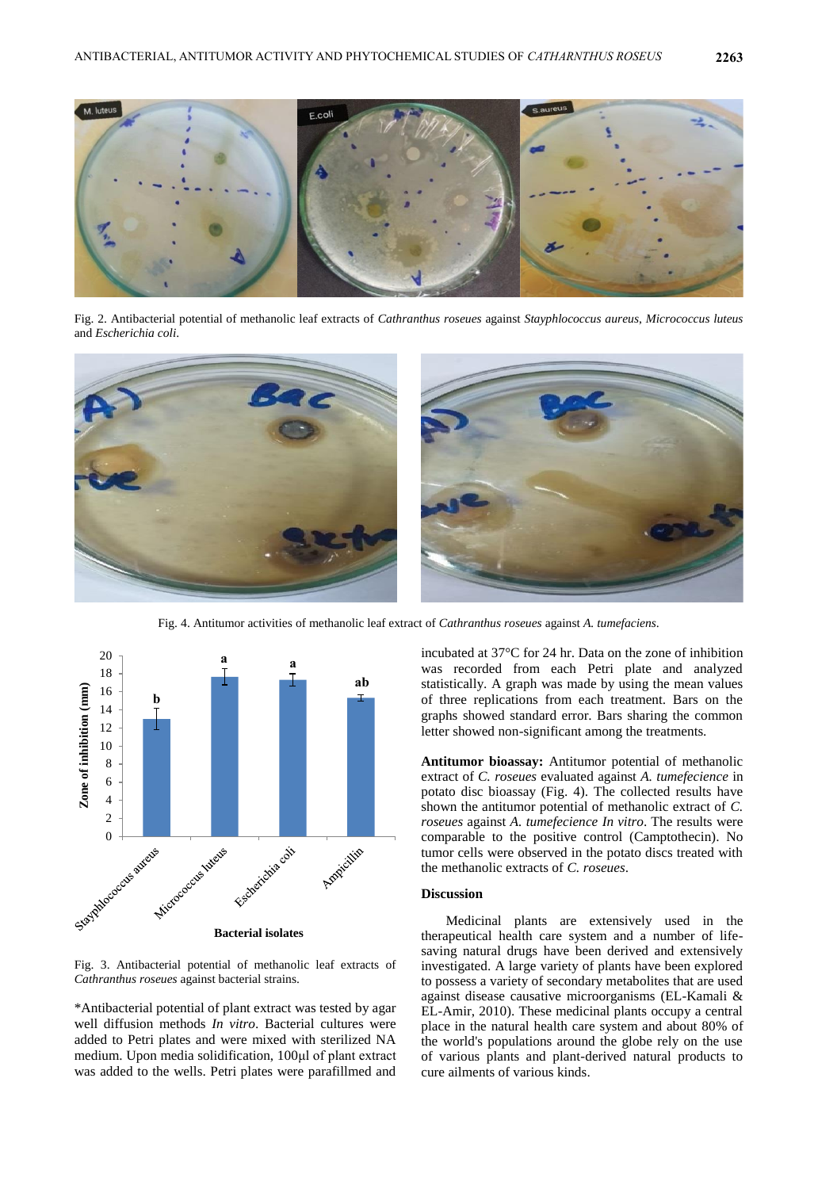Fig. 2. Antibacterial potential of methanolic leaf extracts of *Cathranthus roseues* against *Stayphlococcus aureus*, *Micrococcus luteus* and *Escherichia coli*.

Fig. 4. Antitumor activities of methanolic leaf extract of *Cathranthus roseues* against *A. tumefaciens*.

Fig. 3. Antibacterial potential of methanolic leaf extracts of *Cathranthus roseues* against bacterial strains.

*Antibacterial potential of plant extract was tested by agar well diffusion methods *In vitro*. Bacterial cultures were added to Petri plates and were mixed with sterilized NA medium. Upon media solidification, 100µl of plant extract was added to the wells. Petri plates were parafillmed and incubated at 37°C for 24 hr. Data on the zone of inhibition was recorded from each Petri plate and analyzed statistically. A graph was made by using the mean values of three replications from each treatment. Bars on the graphs showed standard error. Bars sharing the common letter showed non-significant among the treatments.

**Antitumor bioassay:** Antitumor potential of methanolic extract of *C. roseues* evaluated against *A. tumefecience* in potato disc bioassay (Fig. 4). The collected results have shown the antitumor potential of methanolic extract of *C. roseues* against *A. tumefecience In vitro*. The results were comparable to the positive control (Camptothecin). No tumor cells were observed in the potato discs treated with the methanolic extracts of *C. roseues*.

## Discussion

Medicinal plants are extensively used in the therapeutical health care system and a number of life-saving natural drugs have been derived and extensively investigated. A large variety of plants have been explored to possess a variety of secondary metabolites that are used against disease causative microorganisms (EL-Kamali & EL-Amir, 2010). These medicinal plants occupy a central place in the natural health care system and about 80% of the world's populations around the globe rely on the use of various plants and plant-derived natural products to cure ailments of various kinds.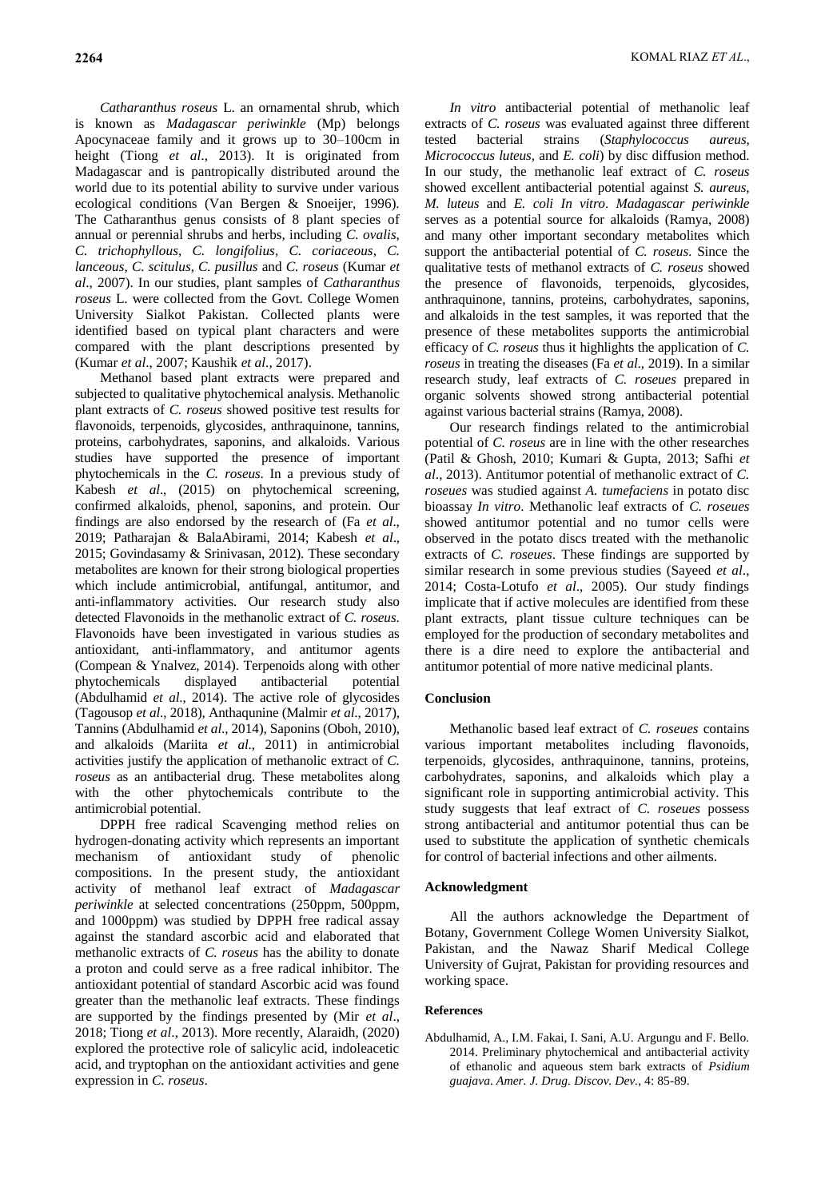*Catharanthus roseus* L. an ornamental shrub, which is known as *Madagascar periwinkle* (Mp) belongs Apocynaceae family and it grows up to 30–100cm in height (Tiong *et al*., 2013). It is originated from Madagascar and is pantropically distributed around the world due to its potential ability to survive under various ecological conditions (Van Bergen & Snoeijer, 1996). The Catharanthus genus consists of 8 plant species of annual or perennial shrubs and herbs, including *C. ovalis*, *C. trichophyllous*, *C. longifolius*, *C. coriaceous*, *C. lanceous*, *C. scitulus*, *C. pusillus* and *C. roseus* (Kumar *et al*., 2007). In our studies, plant samples of *Catharanthus roseus* L. were collected from the Govt. College Women University Sialkot Pakistan. Collected plants were identified based on typical plant characters and were compared with the plant descriptions presented by (Kumar *et al*., 2007; Kaushik *et al*., 2017).

Methanol based plant extracts were prepared and subjected to qualitative phytochemical analysis. Methanolic plant extracts of *C. roseus* showed positive test results for flavonoids, terpenoids, glycosides, anthraquinone, tannins, proteins, carbohydrates, saponins, and alkaloids. Various studies have supported the presence of important phytochemicals in the *C. roseus*. In a previous study of Kabesh *et al*., (2015) on phytochemical screening, confirmed alkaloids, phenol, saponins, and protein. Our findings are also endorsed by the research of (Fa *et al*., 2019; Patharajan & BalaAbirami, 2014; Kabesh *et al*., 2015; Govindasamy & Srinivasan, 2012). These secondary metabolites are known for their strong biological properties which include antimicrobial, antifungal, antitumor, and anti-inflammatory activities. Our research study also detected Flavonoids in the methanolic extract of *C. roseus*. Flavonoids have been investigated in various studies as antioxidant, anti-inflammatory, and antitumor agents (Compean & Ynalvez, 2014). Terpenoids along with other phytochemicals displayed antibacterial potential (Abdulhamid *et al*., 2014). The active role of glycosides (Tagousop *et al*., 2018), Anthaqunine (Malmir *et al*., 2017), Tannins (Abdulhamid *et al*., 2014), Saponins (Oboh, 2010), and alkaloids (Mariita *et al*., 2011) in antimicrobial activities justify the application of methanolic extract of *C. roseus* as an antibacterial drug. These metabolites along with the other phytochemicals contribute to the antimicrobial potential.

DPPH free radical Scavenging method relies on hydrogen-donating activity which represents an important mechanism of antioxidant study of phenolic compositions. In the present study, the antioxidant activity of methanol leaf extract of *Madagascar periwinkle* at selected concentrations (250ppm, 500ppm, and 1000ppm) was studied by DPPH free radical assay against the standard ascorbic acid and elaborated that methanolic extracts of *C. roseus* has the ability to donate a proton and could serve as a free radical inhibitor. The antioxidant potential of standard Ascorbic acid was found greater than the methanolic leaf extracts. These findings are supported by the findings presented by (Mir *et al*., 2018; Tiong *et al*., 2013). More recently, Alaraidh, (2020) explored the protective role of salicylic acid, indoleacetic acid, and tryptophan on the antioxidant activities and gene expression in *C. roseus*.

*In vitro* antibacterial potential of methanolic leaf extracts of *C. roseus* was evaluated against three different tested bacterial strains (*Staphylococcus aureus, Micrococcus luteus,* and *E. coli*) by disc diffusion method. In our study, the methanolic leaf extract of *C. roseus* showed excellent antibacterial potential against *S. aureus*, *M. luteus* and *E. coli In vitro*. *Madagascar periwinkle* serves as a potential source for alkaloids (Ramya, 2008) and many other important secondary metabolites which support the antibacterial potential of *C. roseus*. Since the qualitative tests of methanol extracts of *C. roseus* showed the presence of flavonoids, terpenoids, glycosides, anthraquinone, tannins, proteins, carbohydrates, saponins, and alkaloids in the test samples, it was reported that the presence of these metabolites supports the antimicrobial efficacy of *C. roseus* thus it highlights the application of *C. roseus* in treating the diseases (Fa *et al*., 2019). In a similar research study, leaf extracts of *C. roseues* prepared in organic solvents showed strong antibacterial potential against various bacterial strains (Ramya, 2008).

Our research findings related to the antimicrobial potential of *C. roseus* are in line with the other researches (Patil & Ghosh, 2010; Kumari & Gupta, 2013; Safhi *et al*., 2013). Antitumor potential of methanolic extract of *C. roseues* was studied against *A. tumefaciens* in potato disc bioassay *In vitro*. Methanolic leaf extracts of *C. roseues* showed antitumor potential and no tumor cells were observed in the potato discs treated with the methanolic extracts of *C. roseues*. These findings are supported by similar research in some previous studies (Sayeed *et al*., 2014; Costa-Lotufo *et al*., 2005). Our study findings implicate that if active molecules are identified from these plant extracts, plant tissue culture techniques can be employed for the production of secondary metabolites and there is a dire need to explore the antibacterial and antitumor potential of more native medicinal plants.

## Conclusion

Methanolic based leaf extract of *C. roseues* contains various important metabolites including flavonoids, terpenoids, glycosides, anthraquinone, tannins, proteins, carbohydrates, saponins, and alkaloids which play a significant role in supporting antimicrobial activity. This study suggests that leaf extract of *C. roseues* possess strong antibacterial and antitumor potential thus can be used to substitute the application of synthetic chemicals for control of bacterial infections and other ailments.

## Acknowledgment

All the authors acknowledge the Department of Botany, Government College Women University Sialkot, Pakistan, and the Nawaz Sharif Medical College University of Gujrat, Pakistan for providing resources and working space.

### References

Abdulhamid, A., I.M. Fakai, I. Sani, A.U. Argungu and F. Bello. 2014. Preliminary phytochemical and antibacterial activity of ethanolic and aqueous stem bark extracts of *Psidium guajava*. *Amer. J. Drug. Discov. Dev.*, 4: 85-89.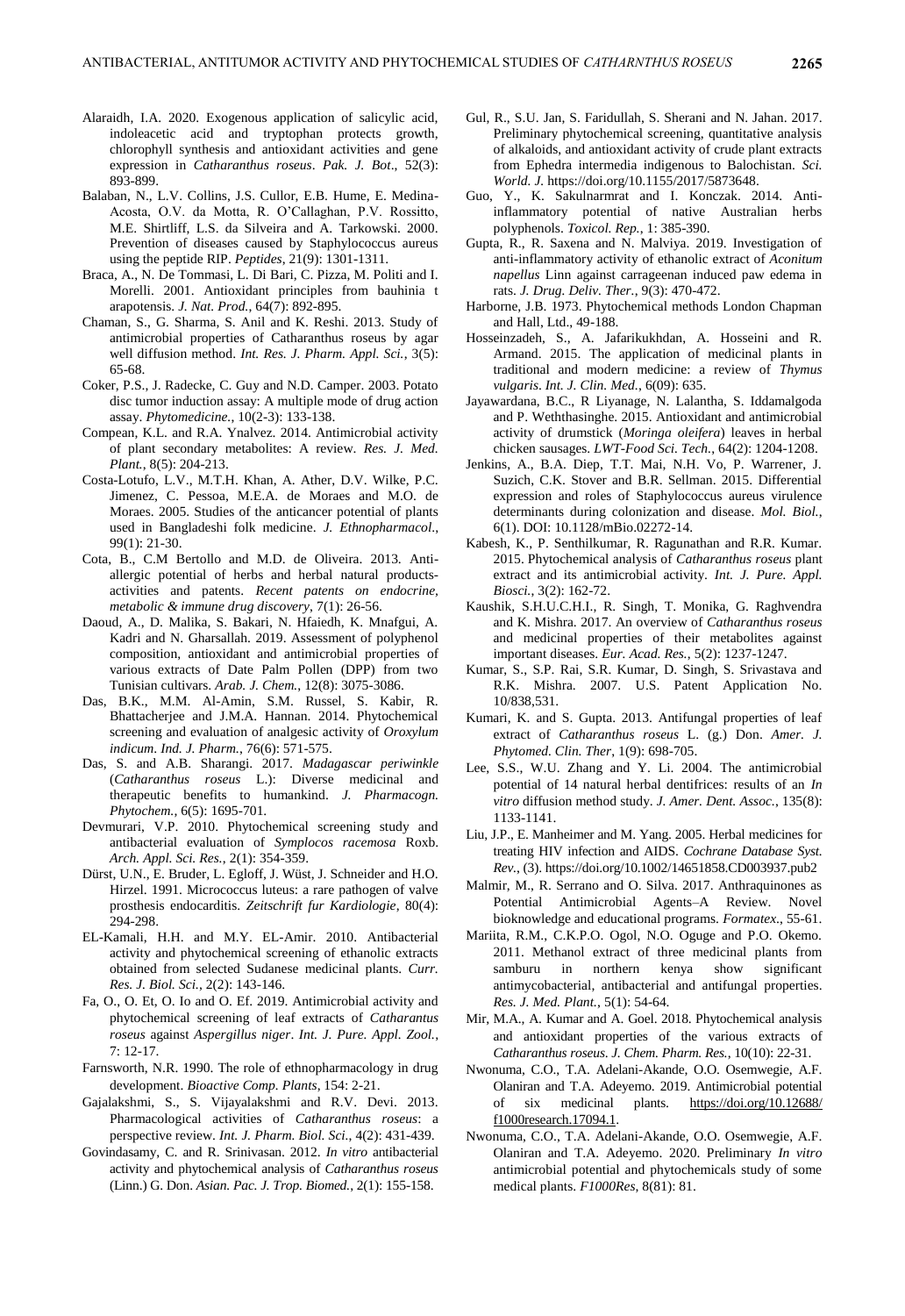Alaraidh, I.A. 2020. Exogenous application of salicylic acid, indoleacetic acid and tryptophan protects growth, chlorophyll synthesis and antioxidant activities and gene expression in *Catharanthus roseus*. *Pak. J. Bot*., 52(3): 893-899.

Balaban, N., L.V. Collins, J.S. Cullor, E.B. Hume, E. Medina-Acosta, O.V. da Motta, R. O'Callaghan, P.V. Rossitto, M.E. Shirtliff, L.S. da Silveira and A. Tarkowski. 2000. Prevention of diseases caused by Staphylococcus aureus using the peptide RIP. *Peptides*, 21(9): 1301-1311.

Braca, A., N. De Tommasi, L. Di Bari, C. Pizza, M. Politi and I. Morelli. 2001. Antioxidant principles from bauhinia t arapotensis. *J. Nat. Prod.*, 64(7): 892-895.

Chaman, S., G. Sharma, S. Anil and K. Reshi. 2013. Study of antimicrobial properties of Catharanthus roseus by agar well diffusion method. *Int. Res. J. Pharm. Appl. Sci.*, 3(5): 65-68.

Coker, P.S., J. Radecke, C. Guy and N.D. Camper. 2003. Potato disc tumor induction assay: A multiple mode of drug action assay. *Phytomedicine.*, 10(2-3): 133-138.

Compean, K.L. and R.A. Ynalvez. 2014. Antimicrobial activity of plant secondary metabolites: A review. *Res. J. Med. Plant.*, 8(5): 204-213.

Costa-Lotufo, L.V., M.T.H. Khan, A. Ather, D.V. Wilke, P.C. Jimenez, C. Pessoa, M.E.A. de Moraes and M.O. de Moraes. 2005. Studies of the anticancer potential of plants used in Bangladeshi folk medicine. *J. Ethnopharmacol*., 99(1): 21-30.

Cota, B., C.M Bertollo and M.D. de Oliveira. 2013. Anti-allergic potential of herbs and herbal natural products-activities and patents. *Recent patents on endocrine, metabolic & immune drug discovery*, 7(1): 26-56.

Daoud, A., D. Malika, S. Bakari, N. Hfaiedh, K. Mnafgui, A. Kadri and N. Gharsallah. 2019. Assessment of polyphenol composition, antioxidant and antimicrobial properties of various extracts of Date Palm Pollen (DPP) from two Tunisian cultivars. *Arab. J. Chem.*, 12(8): 3075-3086.

Das, B.K., M.M. Al-Amin, S.M. Russel, S. Kabir, R. Bhattacherjee and J.M.A. Hannan. 2014. Phytochemical screening and evaluation of analgesic activity of *Oroxylum indicum*. *Ind. J. Pharm.*, 76(6): 571-575.

Das, S. and A.B. Sharangi. 2017. *Madagascar periwinkle* (*Catharanthus roseus* L.): Diverse medicinal and therapeutic benefits to humankind. *J. Pharmacogn. Phytochem.*, 6(5): 1695-701.

Devmurari, V.P. 2010. Phytochemical screening study and antibacterial evaluation of *Symplocos racemosa* Roxb. *Arch. Appl. Sci. Res.*, 2(1): 354-359.

Dürst, U.N., E. Bruder, L. Egloff, J. Wüst, J. Schneider and H.O. Hirzel. 1991. Micrococcus luteus: a rare pathogen of valve prosthesis endocarditis. *Zeitschrift fur Kardiologie*, 80(4): 294-298.

EL-Kamali, H.H. and M.Y. EL-Amir. 2010. Antibacterial activity and phytochemical screening of ethanolic extracts obtained from selected Sudanese medicinal plants. *Curr. Res. J. Biol. Sci.*, 2(2): 143-146.

Fa, O., O. Et, O. Io and O. Ef. 2019. Antimicrobial activity and phytochemical screening of leaf extracts of *Catharantus roseus* against *Aspergillus niger*. *Int. J. Pure. Appl. Zool.*, 7: 12-17.

Farnsworth, N.R. 1990. The role of ethnopharmacology in drug development. *Bioactive Comp. Plants*, 154: 2-21.

Gajalakshmi, S., S. Vijayalakshmi and R.V. Devi. 2013. Pharmacological activities of *Catharanthus roseus*: a perspective review. *Int. J. Pharm. Biol. Sci.*, 4(2): 431-439.

Govindasamy, C. and R. Srinivasan. 2012. *In vitro* antibacterial activity and phytochemical analysis of *Catharanthus roseus* (Linn.) G. Don. *Asian. Pac. J. Trop. Biomed.*, 2(1): 155-158.

Gul, R., S.U. Jan, S. Faridullah, S. Sherani and N. Jahan. 2017. Preliminary phytochemical screening, quantitative analysis of alkaloids, and antioxidant activity of crude plant extracts from Ephedra intermedia indigenous to Balochistan. *Sci. World. J.* https://doi.org/10.1155/2017/5873648.

Guo, Y., K. Sakulnarmrat and I. Konczak. 2014. Anti-inflammatory potential of native Australian herbs polyphenols. *Toxicol. Rep.*, 1: 385-390.

Gupta, R., R. Saxena and N. Malviya. 2019. Investigation of anti-inflammatory activity of ethanolic extract of *Aconitum napellus* Linn against carrageenan induced paw edema in rats. *J. Drug. Deliv. Ther.*, 9(3): 470-472.

Harborne, J.B. 1973. Phytochemical methods London Chapman and Hall, Ltd., 49-188.

Hosseinzadeh, S., A. Jafarikukhdan, A. Hosseini and R. Armand. 2015. The application of medicinal plants in traditional and modern medicine: a review of *Thymus vulgaris*. *Int. J. Clin. Med.*, 6(09): 635.

Jayawardana, B.C., R Liyanage, N. Lalantha, S. Iddamalgoda and P. Weththasinghe. 2015. Antioxidant and antimicrobial activity of drumstick (*Moringa oleifera*) leaves in herbal chicken sausages. *LWT-Food Sci. Tech.*, 64(2): 1204-1208.

Jenkins, A., B.A. Diep, T.T. Mai, N.H. Vo, P. Warrener, J. Suzich, C.K. Stover and B.R. Sellman. 2015. Differential expression and roles of Staphylococcus aureus virulence determinants during colonization and disease. *Mol. Biol.*, 6(1). DOI: 10.1128/mBio.02272-14.

Kabesh, K., P. Senthilkumar, R. Ragunathan and R.R. Kumar. 2015. Phytochemical analysis of *Catharanthus roseus* plant extract and its antimicrobial activity. *Int. J. Pure. Appl. Biosci.*, 3(2): 162-72.

Kaushik, S.H.U.C.H.I., R. Singh, T. Monika, G. Raghvendra and K. Mishra. 2017. An overview of *Catharanthus roseus* and medicinal properties of their metabolites against important diseases. *Eur. Acad. Res.*, 5(2): 1237-1247.

Kumar, S., S.P. Rai, S.R. Kumar, D. Singh, S. Srivastava and R.K. Mishra. 2007. U.S. Patent Application No. 10/838,531.

Kumari, K. and S. Gupta. 2013. Antifungal properties of leaf extract of *Catharanthus roseus* L. (g.) Don. *Amer. J. Phytomed. Clin. Ther*, 1(9): 698-705.

Lee, S.S., W.U. Zhang and Y. Li. 2004. The antimicrobial potential of 14 natural herbal dentifrices: results of an *In vitro* diffusion method study. *J. Amer. Dent. Assoc.*, 135(8): 1133-1141.

Liu, J.P., E. Manheimer and M. Yang. 2005. Herbal medicines for treating HIV infection and AIDS. *Cochrane Database Syst. Rev.*, (3). https://doi.org/10.1002/14651858.CD003937.pub2

Malmir, M., R. Serrano and O. Silva. 2017. Anthraquinones as Potential Antimicrobial Agents–A Review. Novel bioknowledge and educational programs. *Formatex.*, 55-61.

Mariita, R.M., C.K.P.O. Ogol, N.O. Oguge and P.O. Okemo. 2011. Methanol extract of three medicinal plants from samburu in northern kenya show significant antimycobacterial, antibacterial and antifungal properties. *Res. J. Med. Plant.*, 5(1): 54-64.

Mir, M.A., A. Kumar and A. Goel. 2018. Phytochemical analysis and antioxidant properties of the various extracts of *Catharanthus roseus*. *J. Chem. Pharm. Res.*, 10(10): 22-31.

Nwonuma, C.O., T.A. Adelani-Akande, O.O. Osemwegie, A.F. Olaniran and T.A. Adeyemo. 2019. Antimicrobial potential of six medicinal plants. https://doi.org/10.12688/f1000research.17094.1.

Nwonuma, C.O., T.A. Adelani-Akande, O.O. Osemwegie, A.F. Olaniran and T.A. Adeyemo. 2020. Preliminary *In vitro* antimicrobial potential and phytochemicals study of some medical plants. *F1000Res*, 8(81): 81.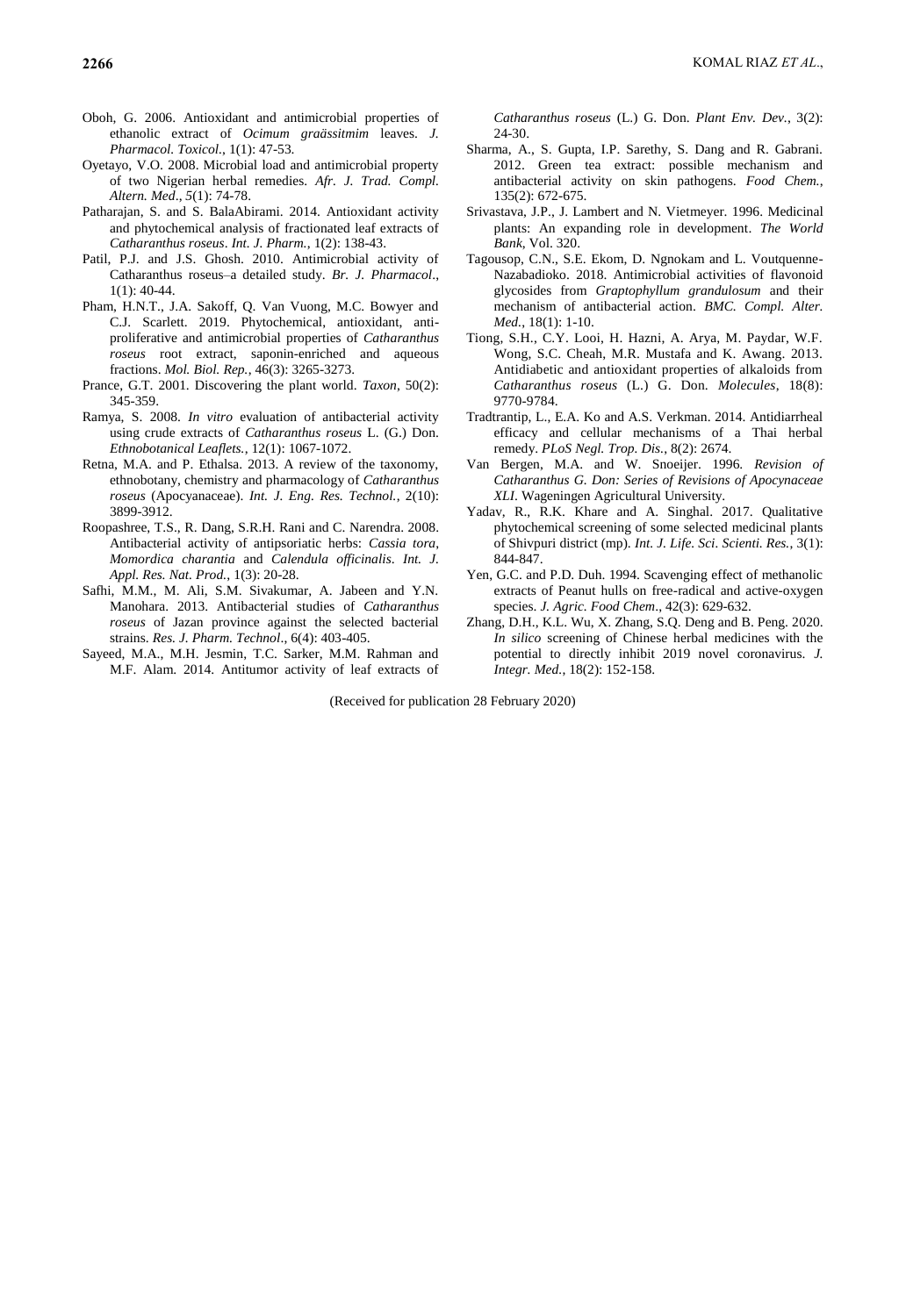Oboh, G. 2006. Antioxidant and antimicrobial properties of ethanolic extract of *Ocimum graässitmim* leaves. *J. Pharmacol. Toxicol.*, 1(1): 47-53.

Oyetayo, V.O. 2008. Microbial load and antimicrobial property of two Nigerian herbal remedies. *Afr. J. Trad. Compl. Altern. Med*., *5*(1): 74-78.

Patharajan, S. and S. BalaAbirami. 2014. Antioxidant activity and phytochemical analysis of fractionated leaf extracts of *Catharanthus roseus*. *Int. J. Pharm.*, 1(2): 138-43.

Patil, P.J. and J.S. Ghosh. 2010. Antimicrobial activity of Catharanthus roseus–a detailed study. *Br. J. Pharmacol*., 1(1): 40-44.

Pham, H.N.T., J.A. Sakoff, Q. Van Vuong, M.C. Bowyer and C.J. Scarlett. 2019. Phytochemical, antioxidant, anti-proliferative and antimicrobial properties of *Catharanthus roseus* root extract, saponin-enriched and aqueous fractions. *Mol. Biol. Rep.*, 46(3): 3265-3273.

Prance, G.T. 2001. Discovering the plant world. *Taxon*, 50(2): 345-359.

Ramya, S. 2008. *In vitro* evaluation of antibacterial activity using crude extracts of *Catharanthus roseus* L. (G.) Don. *Ethnobotanical Leaflets.*, 12(1): 1067-1072.

Retna, M.A. and P. Ethalsa. 2013. A review of the taxonomy, ethnobotany, chemistry and pharmacology of *Catharanthus roseus* (Apocyanaceae). *Int. J. Eng. Res. Technol.*, 2(10): 3899-3912.

Roopashree, T.S., R. Dang, S.R.H. Rani and C. Narendra. 2008. Antibacterial activity of antipsoriatic herbs: *Cassia tora*, *Momordica charantia* and *Calendula officinalis*. *Int. J. Appl. Res. Nat. Prod.*, 1(3): 20-28.

Safhi, M.M., M. Ali, S.M. Sivakumar, A. Jabeen and Y.N. Manohara. 2013. Antibacterial studies of *Catharanthus roseus* of Jazan province against the selected bacterial strains. *Res. J. Pharm. Technol*., 6(4): 403-405.

Sayeed, M.A., M.H. Jesmin, T.C. Sarker, M.M. Rahman and M.F. Alam. 2014. Antitumor activity of leaf extracts of *Catharanthus roseus* (L.) G. Don. *Plant Env. Dev.*, 3(2): 24-30.

Sharma, A., S. Gupta, I.P. Sarethy, S. Dang and R. Gabrani. 2012. Green tea extract: possible mechanism and antibacterial activity on skin pathogens. *Food Chem.*, 135(2): 672-675.

Srivastava, J.P., J. Lambert and N. Vietmeyer. 1996. Medicinal plants: An expanding role in development. *The World Bank*, Vol. 320.

Tagousop, C.N., S.E. Ekom, D. Ngnokam and L. Voutquenne-Nazabadioko. 2018. Antimicrobial activities of flavonoid glycosides from *Graptophyllum grandulosum* and their mechanism of antibacterial action. *BMC. Compl. Alter. Med.*, 18(1): 1-10.

Tiong, S.H., C.Y. Looi, H. Hazni, A. Arya, M. Paydar, W.F. Wong, S.C. Cheah, M.R. Mustafa and K. Awang. 2013. Antidiabetic and antioxidant properties of alkaloids from *Catharanthus roseus* (L.) G. Don. *Molecules*, 18(8): 9770-9784.

Tradtrantip, L., E.A. Ko and A.S. Verkman. 2014. Antidiarrheal efficacy and cellular mechanisms of a Thai herbal remedy. *PLoS Negl. Trop. Dis.*, 8(2): 2674.

Van Bergen, M.A. and W. Snoeijer. 1996. *Revision of Catharanthus G. Don: Series of Revisions of Apocynaceae XLI*. Wageningen Agricultural University.

Yadav, R., R.K. Khare and A. Singhal. 2017. Qualitative phytochemical screening of some selected medicinal plants of Shivpuri district (mp). *Int. J. Life. Sci. Scienti. Res.*, 3(1): 844-847.

Yen, G.C. and P.D. Duh. 1994. Scavenging effect of methanolic extracts of Peanut hulls on free-radical and active-oxygen species. *J. Agric. Food Chem*., 42(3): 629-632.

Zhang, D.H., K.L. Wu, X. Zhang, S.Q. Deng and B. Peng. 2020. *In silico* screening of Chinese herbal medicines with the potential to directly inhibit 2019 novel coronavirus. *J. Integr. Med.*, 18(2): 152-158.

(Received for publication 28 February 2020)